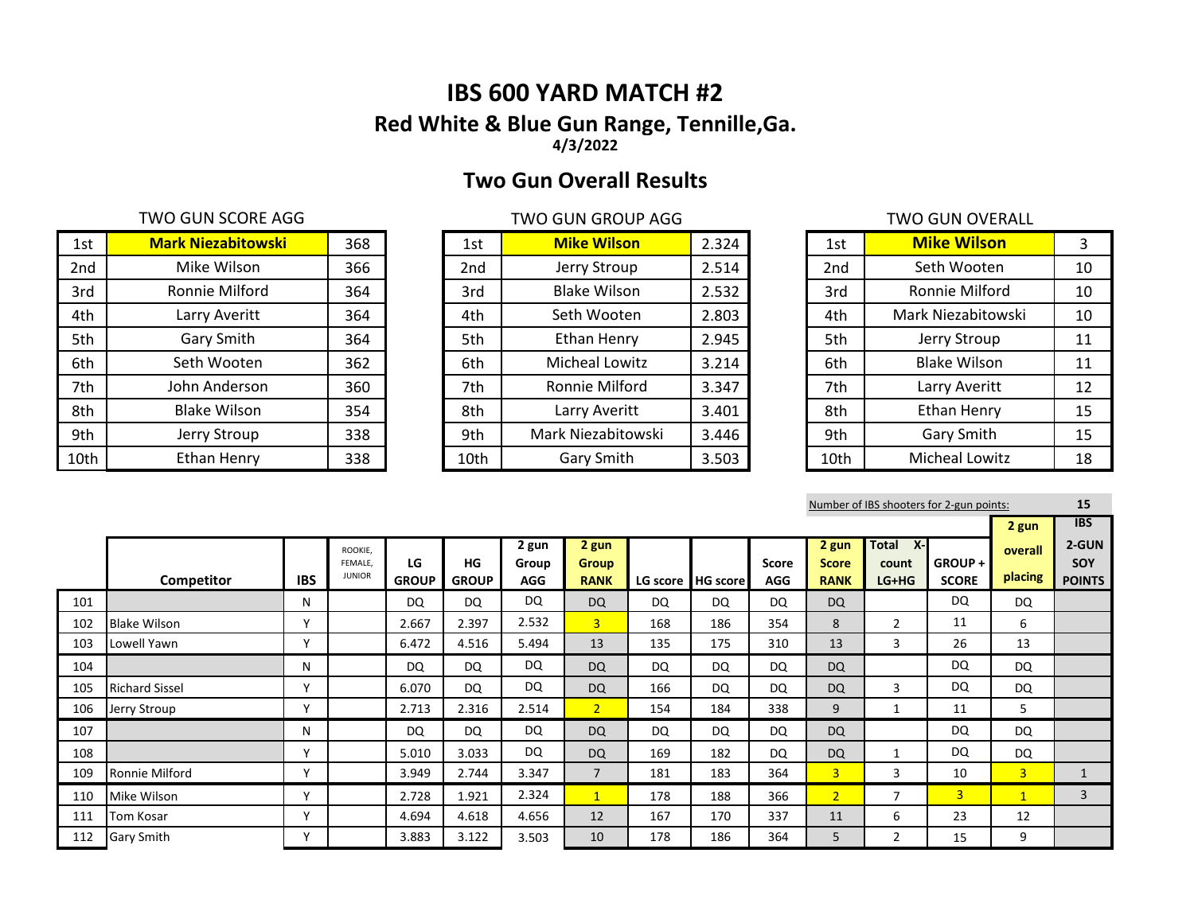# IBS 600 YARD MATCH #2

## Red White & Blue Gun Range, Tennille,Ga.

**4/3/2022**

## Two Gun Overall Results

TWO GUN SCORE AGG

| | | |
|---|---|---|
| 1st | **Mark Niezabitowski** | 368 |
| 2nd | Mike Wilson | 366 |
| 3rd | Ronnie Milford | 364 |
| 4th | Larry Averitt | 364 |
| 5th | Gary Smith | 364 |
| 6th | Seth Wooten | 362 |
| 7th | John Anderson | 360 |
| 8th | Blake Wilson | 354 |
| 9th | Jerry Stroup | 338 |
| 10th | Ethan Henry | 338 |

TWO GUN GROUP AGG

| | | |
|---|---|---|
| 1st | **Mike Wilson** | 2.324 |
| 2nd | Jerry Stroup | 2.514 |
| 3rd | Blake Wilson | 2.532 |
| 4th | Seth Wooten | 2.803 |
| 5th | Ethan Henry | 2.945 |
| 6th | Micheal Lowitz | 3.214 |
| 7th | Ronnie Milford | 3.347 |
| 8th | Larry Averitt | 3.401 |
| 9th | Mark Niezabitowski | 3.446 |
| 10th | Gary Smith | 3.503 |

TWO GUN OVERALL

| | | |
|---|---|---|
| 1st | **Mike Wilson** | 3 |
| 2nd | Seth Wooten | 10 |
| 3rd | Ronnie Milford | 10 |
| 4th | Mark Niezabitowski | 10 |
| 5th | Jerry Stroup | 11 |
| 6th | Blake Wilson | 11 |
| 7th | Larry Averitt | 12 |
| 8th | Ethan Henry | 15 |
| 9th | Gary Smith | 15 |
| 10th | Micheal Lowitz | 18 |

Number of IBS shooters for 2-gun points: 15

| | Competitor | IBS | ROOKIE, FEMALE, JUNIOR | LG GROUP | HG GROUP | 2 gun Group AGG | 2 gun Group RANK | LG score | HG score | Score AGG | 2 gun Score RANK | Total X-count LG+HG | GROUP + SCORE | 2 gun overall placing | IBS 2-GUN SOY POINTS |
|---|---|---|---|---|---|---|---|---|---|---|---|---|---|---|---|
| 101 | | N | | DQ | DQ | DQ | DQ | DQ | DQ | DQ | DQ | | DQ | DQ | |
| 102 | Blake Wilson | Y | | 2.667 | 2.397 | 2.532 | 3 | 168 | 186 | 354 | 8 | 2 | 11 | 6 | |
| 103 | Lowell Yawn | Y | | 6.472 | 4.516 | 5.494 | 13 | 135 | 175 | 310 | 13 | 3 | 26 | 13 | |
| 104 | | N | | DQ | DQ | DQ | DQ | DQ | DQ | DQ | DQ | | DQ | DQ | |
| 105 | Richard Sissel | Y | | 6.070 | DQ | DQ | DQ | 166 | DQ | DQ | DQ | 3 | DQ | DQ | |
| 106 | Jerry Stroup | Y | | 2.713 | 2.316 | 2.514 | 2 | 154 | 184 | 338 | 9 | 1 | 11 | 5 | |
| 107 | | N | | DQ | DQ | DQ | DQ | DQ | DQ | DQ | DQ | | DQ | DQ | |
| 108 | | Y | | 5.010 | 3.033 | DQ | DQ | 169 | 182 | DQ | DQ | 1 | DQ | DQ | |
| 109 | Ronnie Milford | Y | | 3.949 | 2.744 | 3.347 | 7 | 181 | 183 | 364 | 3 | 3 | 10 | 3 | 1 |
| 110 | Mike Wilson | Y | | 2.728 | 1.921 | 2.324 | 1 | 178 | 188 | 366 | 2 | 7 | 3 | 1 | 3 |
| 111 | Tom Kosar | Y | | 4.694 | 4.618 | 4.656 | 12 | 167 | 170 | 337 | 11 | 6 | 23 | 12 | |
| 112 | Gary Smith | Y | | 3.883 | 3.122 | 3.503 | 10 | 178 | 186 | 364 | 5 | 2 | 15 | 9 | |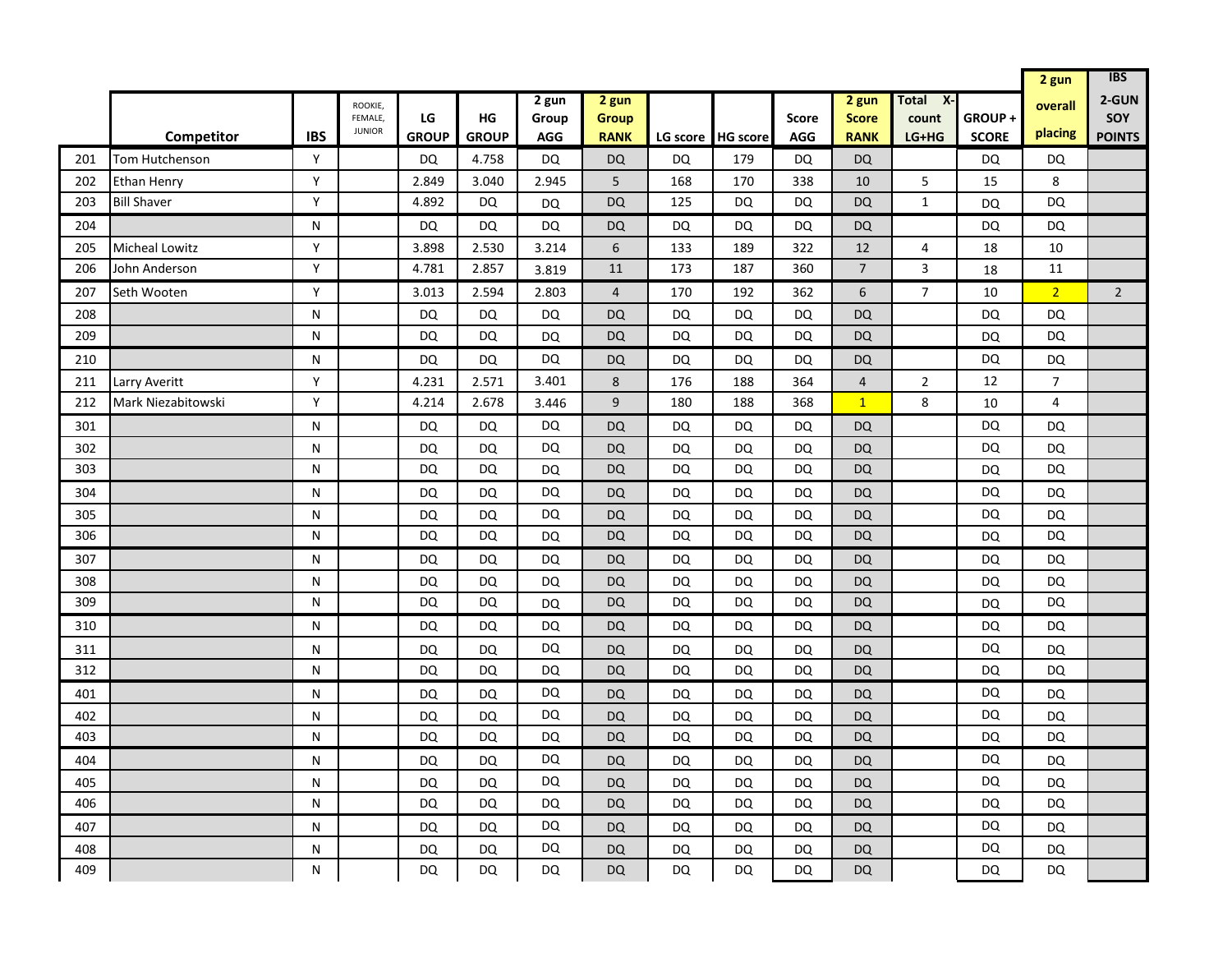| | Competitor | IBS | ROOKIE, FEMALE, JUNIOR | LG GROUP | HG GROUP | 2 gun Group AGG | 2 gun Group RANK | LG score | HG score | Score AGG | 2 gun Score RANK | Total X-count LG+HG | GROUP + SCORE | 2 gun overall placing | IBS 2-GUN SOY POINTS |
|---|---|---|---|---|---|---|---|---|---|---|---|---|---|---|---|
| 201 | Tom Hutchenson | Y | | DQ | 4.758 | DQ | DQ | DQ | 179 | DQ | DQ | | DQ | DQ | |
| 202 | Ethan Henry | Y | | 2.849 | 3.040 | 2.945 | 5 | 168 | 170 | 338 | 10 | 5 | 15 | 8 | |
| 203 | Bill Shaver | Y | | 4.892 | DQ | DQ | DQ | 125 | DQ | DQ | DQ | 1 | DQ | DQ | |
| 204 | | N | | DQ | DQ | DQ | DQ | DQ | DQ | DQ | DQ | | DQ | DQ | |
| 205 | Micheal Lowitz | Y | | 3.898 | 2.530 | 3.214 | 6 | 133 | 189 | 322 | 12 | 4 | 18 | 10 | |
| 206 | John Anderson | Y | | 4.781 | 2.857 | 3.819 | 11 | 173 | 187 | 360 | 7 | 3 | 18 | 11 | |
| 207 | Seth Wooten | Y | | 3.013 | 2.594 | 2.803 | 4 | 170 | 192 | 362 | 6 | 7 | 10 | 2 | 2 |
| 208 | | N | | DQ | DQ | DQ | DQ | DQ | DQ | DQ | DQ | | DQ | DQ | |
| 209 | | N | | DQ | DQ | DQ | DQ | DQ | DQ | DQ | DQ | | DQ | DQ | |
| 210 | | N | | DQ | DQ | DQ | DQ | DQ | DQ | DQ | DQ | | DQ | DQ | |
| 211 | Larry Averitt | Y | | 4.231 | 2.571 | 3.401 | 8 | 176 | 188 | 364 | 4 | 2 | 12 | 7 | |
| 212 | Mark Niezabitowski | Y | | 4.214 | 2.678 | 3.446 | 9 | 180 | 188 | 368 | 1 | 8 | 10 | 4 | |
| 301 | | N | | DQ | DQ | DQ | DQ | DQ | DQ | DQ | DQ | | DQ | DQ | |
| 302 | | N | | DQ | DQ | DQ | DQ | DQ | DQ | DQ | DQ | | DQ | DQ | |
| 303 | | N | | DQ | DQ | DQ | DQ | DQ | DQ | DQ | DQ | | DQ | DQ | |
| 304 | | N | | DQ | DQ | DQ | DQ | DQ | DQ | DQ | DQ | | DQ | DQ | |
| 305 | | N | | DQ | DQ | DQ | DQ | DQ | DQ | DQ | DQ | | DQ | DQ | |
| 306 | | N | | DQ | DQ | DQ | DQ | DQ | DQ | DQ | DQ | | DQ | DQ | |
| 307 | | N | | DQ | DQ | DQ | DQ | DQ | DQ | DQ | DQ | | DQ | DQ | |
| 308 | | N | | DQ | DQ | DQ | DQ | DQ | DQ | DQ | DQ | | DQ | DQ | |
| 309 | | N | | DQ | DQ | DQ | DQ | DQ | DQ | DQ | DQ | | DQ | DQ | |
| 310 | | N | | DQ | DQ | DQ | DQ | DQ | DQ | DQ | DQ | | DQ | DQ | |
| 311 | | N | | DQ | DQ | DQ | DQ | DQ | DQ | DQ | DQ | | DQ | DQ | |
| 312 | | N | | DQ | DQ | DQ | DQ | DQ | DQ | DQ | DQ | | DQ | DQ | |
| 401 | | N | | DQ | DQ | DQ | DQ | DQ | DQ | DQ | DQ | | DQ | DQ | |
| 402 | | N | | DQ | DQ | DQ | DQ | DQ | DQ | DQ | DQ | | DQ | DQ | |
| 403 | | N | | DQ | DQ | DQ | DQ | DQ | DQ | DQ | DQ | | DQ | DQ | |
| 404 | | N | | DQ | DQ | DQ | DQ | DQ | DQ | DQ | DQ | | DQ | DQ | |
| 405 | | N | | DQ | DQ | DQ | DQ | DQ | DQ | DQ | DQ | | DQ | DQ | |
| 406 | | N | | DQ | DQ | DQ | DQ | DQ | DQ | DQ | DQ | | DQ | DQ | |
| 407 | | N | | DQ | DQ | DQ | DQ | DQ | DQ | DQ | DQ | | DQ | DQ | |
| 408 | | N | | DQ | DQ | DQ | DQ | DQ | DQ | DQ | DQ | | DQ | DQ | |
| 409 | | N | | DQ | DQ | DQ | DQ | DQ | DQ | DQ | DQ | | DQ | DQ | |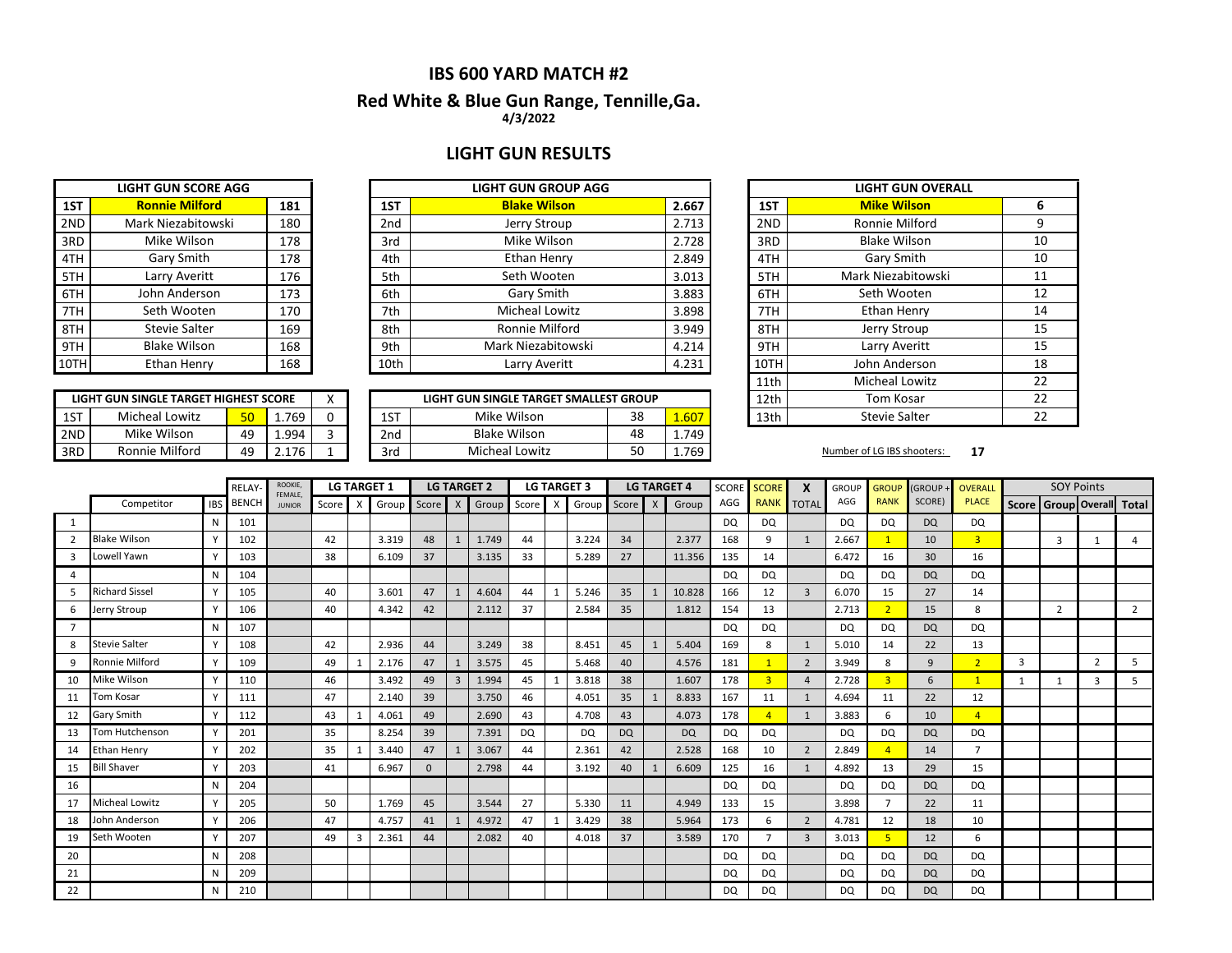# IBS 600 YARD MATCH #2

## Red White & Blue Gun Range, Tennille,Ga.

**4/3/2022**

## LIGHT GUN RESULTS

| LIGHT GUN SCORE AGG | | |
|---|---|---|
| 1ST | **Ronnie Milford** | **181** |
| 2ND | Mark Niezabitowski | 180 |
| 3RD | Mike Wilson | 178 |
| 4TH | Gary Smith | 178 |
| 5TH | Larry Averitt | 176 |
| 6TH | John Anderson | 173 |
| 7TH | Seth Wooten | 170 |
| 8TH | Stevie Salter | 169 |
| 9TH | Blake Wilson | 168 |
| 10TH | Ethan Henry | 168 |

| LIGHT GUN GROUP AGG | | |
|---|---|---|
| 1ST | **Blake Wilson** | **2.667** |
| 2nd | Jerry Stroup | 2.713 |
| 3rd | Mike Wilson | 2.728 |
| 4th | Ethan Henry | 2.849 |
| 5th | Seth Wooten | 3.013 |
| 6th | Gary Smith | 3.883 |
| 7th | Micheal Lowitz | 3.898 |
| 8th | Ronnie Milford | 3.949 |
| 9th | Mark Niezabitowski | 4.214 |
| 10th | Larry Averitt | 4.231 |

| LIGHT GUN OVERALL | | |
|---|---|---|
| 1ST | **Mike Wilson** | **6** |
| 2ND | Ronnie Milford | 9 |
| 3RD | Blake Wilson | 10 |
| 4TH | Gary Smith | 10 |
| 5TH | Mark Niezabitowski | 11 |
| 6TH | Seth Wooten | 12 |
| 7TH | Ethan Henry | 14 |
| 8TH | Jerry Stroup | 15 |
| 9TH | Larry Averitt | 15 |
| 10TH | John Anderson | 18 |
| 11th | Micheal Lowitz | 22 |
| 12th | Tom Kosar | 22 |
| 13th | Stevie Salter | 22 |

| LIGHT GUN SINGLE TARGET HIGHEST SCORE | | | | X |
|---|---|---|---|---|
| 1ST | Micheal Lowitz | 50 | 1.769 | 0 |
| 2ND | Mike Wilson | 49 | 1.994 | 3 |
| 3RD | Ronnie Milford | 49 | 2.176 | 1 |

| LIGHT GUN SINGLE TARGET SMALLEST GROUP | | | |
|---|---|---|---|
| 1ST | Mike Wilson | 38 | 1.607 |
| 2nd | Blake Wilson | 48 | 1.749 |
| 3rd | Micheal Lowitz | 50 | 1.769 |

Number of LG IBS shooters: **17**

| | Competitor | IBS | RELAY-BENCH | ROOKIE, FEMALE, JUNIOR | LG TARGET 1 Score | X | Group | LG TARGET 2 Score | X | Group | LG TARGET 3 Score | X | Group | LG TARGET 4 Score | X | Group | SCORE AGG | SCORE RANK | X TOTAL | GROUP AGG | GROUP RANK | (GROUP + SCORE) | OVERALL PLACE | SOY Points Score | Group | Overall | Total |
|---|---|---|---|---|---|---|---|---|---|---|---|---|---|---|---|---|---|---|---|---|---|---|---|---|---|---|---|
| 1 | | N | 101 | | | | | | | | | | | | | | DQ | DQ | | DQ | DQ | DQ | DQ | | | | |
| 2 | Blake Wilson | Y | 102 | | 42 | | 3.319 | 48 | 1 | 1.749 | 44 | | 3.224 | 34 | | 2.377 | 168 | 9 | 1 | 2.667 | 1 | 10 | 3 | | 3 | 1 | 4 |
| 3 | Lowell Yawn | Y | 103 | | 38 | | 6.109 | 37 | | 3.135 | 33 | | 5.289 | 27 | | 11.356 | 135 | 14 | | 6.472 | 16 | 30 | 16 | | | | |
| 4 | | N | 104 | | | | | | | | | | | | | | DQ | DQ | | DQ | DQ | DQ | DQ | | | | |
| 5 | Richard Sissel | Y | 105 | | 40 | | 3.601 | 47 | 1 | 4.604 | 44 | 1 | 5.246 | 35 | 1 | 10.828 | 166 | 12 | 3 | 6.070 | 15 | 27 | 14 | | | | |
| 6 | Jerry Stroup | Y | 106 | | 40 | | 4.342 | 42 | | 2.112 | 37 | | 2.584 | 35 | | 1.812 | 154 | 13 | | 2.713 | 2 | 15 | 8 | | 2 | | 2 |
| 7 | | N | 107 | | | | | | | | | | | | | | DQ | DQ | | DQ | DQ | DQ | DQ | | | | |
| 8 | Stevie Salter | Y | 108 | | 42 | | 2.936 | 44 | | 3.249 | 38 | | 8.451 | 45 | 1 | 5.404 | 169 | 8 | 1 | 5.010 | 14 | 22 | 13 | | | | |
| 9 | Ronnie Milford | Y | 109 | | 49 | 1 | 2.176 | 47 | 1 | 3.575 | 45 | | 5.468 | 40 | | 4.576 | 181 | 1 | 2 | 3.949 | 8 | 9 | 2 | 3 | | 2 | 5 |
| 10 | Mike Wilson | Y | 110 | | 46 | | 3.492 | 49 | 3 | 1.994 | 45 | 1 | 3.818 | 38 | | 1.607 | 178 | 3 | 4 | 2.728 | 3 | 6 | 1 | 1 | 1 | 3 | 5 |
| 11 | Tom Kosar | Y | 111 | | 47 | | 2.140 | 39 | | 3.750 | 46 | | 4.051 | 35 | 1 | 8.833 | 167 | 11 | 1 | 4.694 | 11 | 22 | 12 | | | | |
| 12 | Gary Smith | Y | 112 | | 43 | 1 | 4.061 | 49 | | 2.690 | 43 | | 4.708 | 43 | | 4.073 | 178 | 4 | 1 | 3.883 | 6 | 10 | 4 | | | | |
| 13 | Tom Hutchenson | Y | 201 | | 35 | | 8.254 | 39 | | 7.391 | DQ | | DQ | DQ | | DQ | DQ | DQ | | DQ | DQ | DQ | DQ | | | | |
| 14 | Ethan Henry | Y | 202 | | 35 | 1 | 3.440 | 47 | 1 | 3.067 | 44 | | 2.361 | 42 | | 2.528 | 168 | 10 | 2 | 2.849 | 4 | 14 | 7 | | | | |
| 15 | Bill Shaver | Y | 203 | | 41 | | 6.967 | 0 | | 2.798 | 44 | | 3.192 | 40 | 1 | 6.609 | 125 | 16 | 1 | 4.892 | 13 | 29 | 15 | | | | |
| 16 | | N | 204 | | | | | | | | | | | | | | DQ | DQ | | DQ | DQ | DQ | DQ | | | | |
| 17 | Micheal Lowitz | Y | 205 | | 50 | | 1.769 | 45 | | 3.544 | 27 | | 5.330 | 11 | | 4.949 | 133 | 15 | | 3.898 | 7 | 22 | 11 | | | | |
| 18 | John Anderson | Y | 206 | | 47 | | 4.757 | 41 | 1 | 4.972 | 47 | 1 | 3.429 | 38 | | 5.964 | 173 | 6 | 2 | 4.781 | 12 | 18 | 10 | | | | |
| 19 | Seth Wooten | Y | 207 | | 49 | 3 | 2.361 | 44 | | 2.082 | 40 | | 4.018 | 37 | | 3.589 | 170 | 7 | 3 | 3.013 | 5 | 12 | 6 | | | | |
| 20 | | N | 208 | | | | | | | | | | | | | | DQ | DQ | | DQ | DQ | DQ | DQ | | | | |
| 21 | | N | 209 | | | | | | | | | | | | | | DQ | DQ | | DQ | DQ | DQ | DQ | | | | |
| 22 | | N | 210 | | | | | | | | | | | | | | DQ | DQ | | DQ | DQ | DQ | DQ | | | | |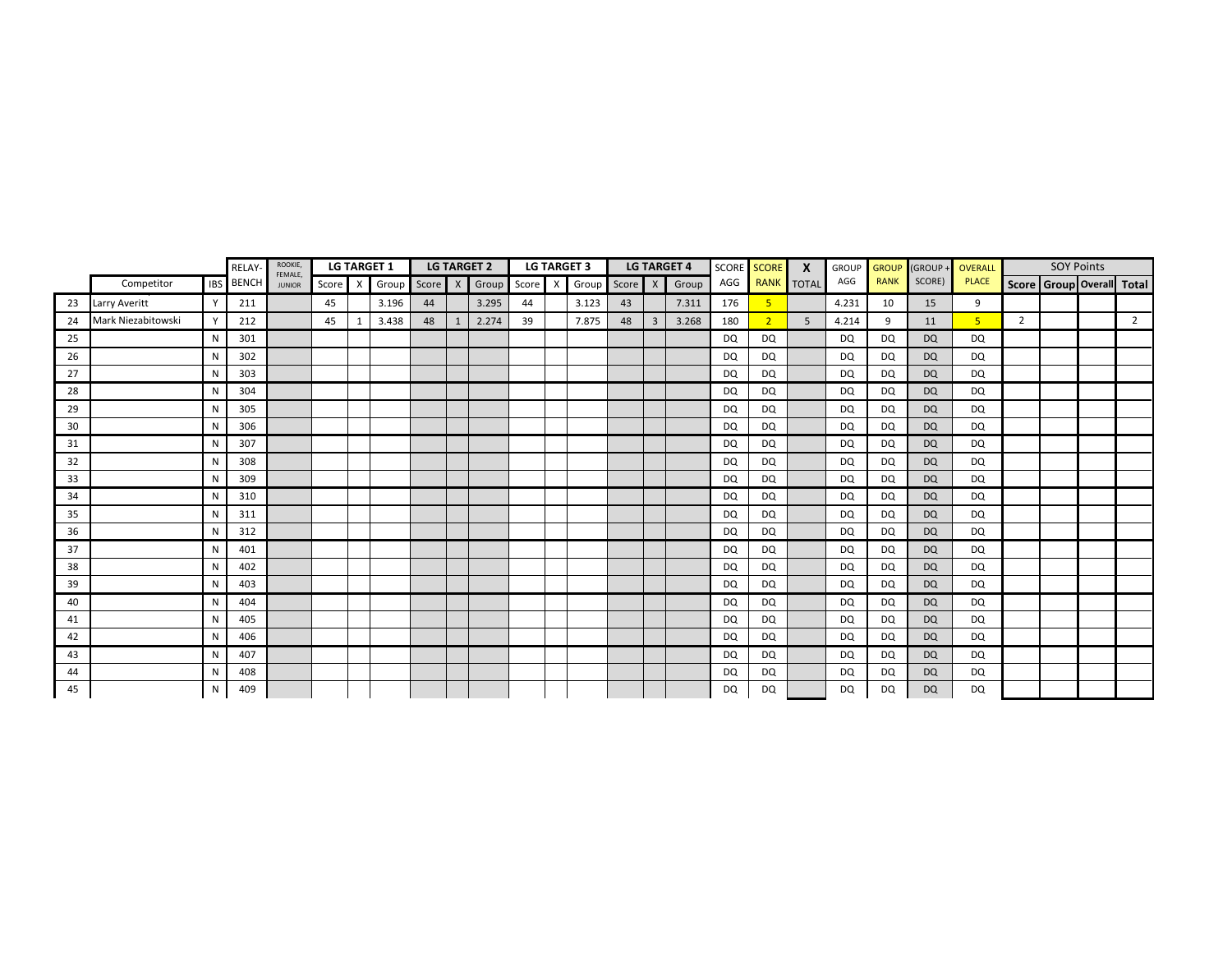| | Competitor | IBS | RELAY-BENCH | ROOKIE, FEMALE, JUNIOR | LG TARGET 1 | | | LG TARGET 2 | | | LG TARGET 3 | | | LG TARGET 4 | | | SCORE AGG | SCORE RANK | X TOTAL | GROUP AGG | GROUP RANK | (GROUP + SCORE) | OVERALL PLACE | SOY Points | | | |
|---|---|---|---|---|---|---|---|---|---|---|---|---|---|---|---|---|---|---|---|---|---|---|---|---|---|---|---|
| | | | | | Score | X | Group | Score | X | Group | Score | X | Group | Score | X | Group | | | | | | | | Score | Group | Overall | Total |
| 23 | Larry Averitt | Y | 211 | | 45 | | 3.196 | 44 | | 3.295 | 44 | | 3.123 | 43 | | 7.311 | 176 | 5 | | 4.231 | 10 | 15 | 9 | | | | |
| 24 | Mark Niezabitowski | Y | 212 | | 45 | 1 | 3.438 | 48 | 1 | 2.274 | 39 | | 7.875 | 48 | 3 | 3.268 | 180 | 2 | 5 | 4.214 | 9 | 11 | 5 | 2 | | | 2 |
| 25 | | N | 301 | | | | | | | | | | | | | | DQ | DQ | | DQ | DQ | DQ | DQ | | | | |
| 26 | | N | 302 | | | | | | | | | | | | | | DQ | DQ | | DQ | DQ | DQ | DQ | | | | |
| 27 | | N | 303 | | | | | | | | | | | | | | DQ | DQ | | DQ | DQ | DQ | DQ | | | | |
| 28 | | N | 304 | | | | | | | | | | | | | | DQ | DQ | | DQ | DQ | DQ | DQ | | | | |
| 29 | | N | 305 | | | | | | | | | | | | | | DQ | DQ | | DQ | DQ | DQ | DQ | | | | |
| 30 | | N | 306 | | | | | | | | | | | | | | DQ | DQ | | DQ | DQ | DQ | DQ | | | | |
| 31 | | N | 307 | | | | | | | | | | | | | | DQ | DQ | | DQ | DQ | DQ | DQ | | | | |
| 32 | | N | 308 | | | | | | | | | | | | | | DQ | DQ | | DQ | DQ | DQ | DQ | | | | |
| 33 | | N | 309 | | | | | | | | | | | | | | DQ | DQ | | DQ | DQ | DQ | DQ | | | | |
| 34 | | N | 310 | | | | | | | | | | | | | | DQ | DQ | | DQ | DQ | DQ | DQ | | | | |
| 35 | | N | 311 | | | | | | | | | | | | | | DQ | DQ | | DQ | DQ | DQ | DQ | | | | |
| 36 | | N | 312 | | | | | | | | | | | | | | DQ | DQ | | DQ | DQ | DQ | DQ | | | | |
| 37 | | N | 401 | | | | | | | | | | | | | | DQ | DQ | | DQ | DQ | DQ | DQ | | | | |
| 38 | | N | 402 | | | | | | | | | | | | | | DQ | DQ | | DQ | DQ | DQ | DQ | | | | |
| 39 | | N | 403 | | | | | | | | | | | | | | DQ | DQ | | DQ | DQ | DQ | DQ | | | | |
| 40 | | N | 404 | | | | | | | | | | | | | | DQ | DQ | | DQ | DQ | DQ | DQ | | | | |
| 41 | | N | 405 | | | | | | | | | | | | | | DQ | DQ | | DQ | DQ | DQ | DQ | | | | |
| 42 | | N | 406 | | | | | | | | | | | | | | DQ | DQ | | DQ | DQ | DQ | DQ | | | | |
| 43 | | N | 407 | | | | | | | | | | | | | | DQ | DQ | | DQ | DQ | DQ | DQ | | | | |
| 44 | | N | 408 | | | | | | | | | | | | | | DQ | DQ | | DQ | DQ | DQ | DQ | | | | |
| 45 | | N | 409 | | | | | | | | | | | | | | DQ | DQ | | DQ | DQ | DQ | DQ | | | | |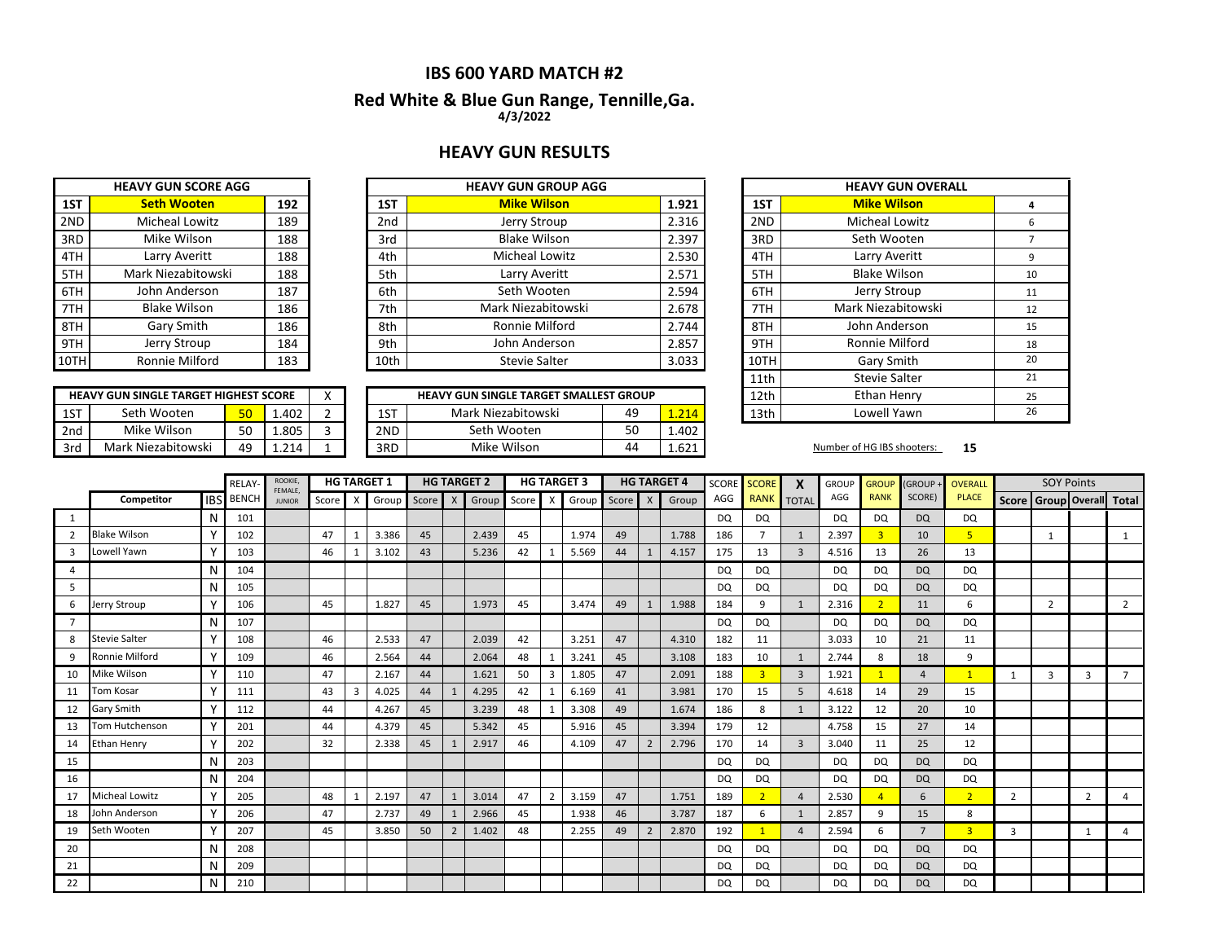# IBS 600 YARD MATCH #2

## Red White & Blue Gun Range, Tennille,Ga.

**4/3/2022**

## HEAVY GUN RESULTS

| HEAVY GUN SCORE AGG | | |
|---|---|---|
| 1ST | **Seth Wooten** | **192** |
| 2ND | Micheal Lowitz | 189 |
| 3RD | Mike Wilson | 188 |
| 4TH | Larry Averitt | 188 |
| 5TH | Mark Niezabitowski | 188 |
| 6TH | John Anderson | 187 |
| 7TH | Blake Wilson | 186 |
| 8TH | Gary Smith | 186 |
| 9TH | Jerry Stroup | 184 |
| 10TH | Ronnie Milford | 183 |

| HEAVY GUN GROUP AGG | | |
|---|---|---|
| 1ST | **Mike Wilson** | **1.921** |
| 2nd | Jerry Stroup | 2.316 |
| 3rd | Blake Wilson | 2.397 |
| 4th | Micheal Lowitz | 2.530 |
| 5th | Larry Averitt | 2.571 |
| 6th | Seth Wooten | 2.594 |
| 7th | Mark Niezabitowski | 2.678 |
| 8th | Ronnie Milford | 2.744 |
| 9th | John Anderson | 2.857 |
| 10th | Stevie Salter | 3.033 |

| HEAVY GUN OVERALL | | |
|---|---|---|
| 1ST | **Mike Wilson** | 4 |
| 2ND | Micheal Lowitz | 6 |
| 3RD | Seth Wooten | 7 |
| 4TH | Larry Averitt | 9 |
| 5TH | Blake Wilson | 10 |
| 6TH | Jerry Stroup | 11 |
| 7TH | Mark Niezabitowski | 12 |
| 8TH | John Anderson | 15 |
| 9TH | Ronnie Milford | 18 |
| 10TH | Gary Smith | 20 |
| 11th | Stevie Salter | 21 |
| 12th | Ethan Henry | 25 |
| 13th | Lowell Yawn | 26 |

| HEAVY GUN SINGLE TARGET HIGHEST SCORE | | | | X |
|---|---|---|---|---|
| 1ST | Seth Wooten | 50 | 1.402 | 2 |
| 2nd | Mike Wilson | 50 | 1.805 | 3 |
| 3rd | Mark Niezabitowski | 49 | 1.214 | 1 |

| HEAVY GUN SINGLE TARGET SMALLEST GROUP | | | |
|---|---|---|---|
| 1ST | Mark Niezabitowski | 49 | 1.214 |
| 2ND | Seth Wooten | 50 | 1.402 |
| 3RD | Mike Wilson | 44 | 1.621 |

Number of HG IBS shooters: **15**

| | Competitor | IBS | RELAY-BENCH | ROOKIE, FEMALE, JUNIOR | HG TARGET 1 Score | X | Group | HG TARGET 2 Score | X | Group | HG TARGET 3 Score | X | Group | HG TARGET 4 Score | X | Group | SCORE AGG | SCORE RANK | X TOTAL | GROUP AGG | GROUP RANK | (GROUP + SCORE) | OVERALL PLACE | SOY Points Score | Group | Overall | Total |
|---|---|---|---|---|---|---|---|---|---|---|---|---|---|---|---|---|---|---|---|---|---|---|---|---|---|---|---|
| 1 | | N | 101 | | | | | | | | | | | | | | DQ | DQ | | DQ | DQ | DQ | DQ | | | | |
| 2 | Blake Wilson | Y | 102 | | 47 | 1 | 3.386 | 45 | | 2.439 | 45 | | 1.974 | 49 | | 1.788 | 186 | 7 | 1 | 2.397 | 3 | 10 | 5 | | 1 | | 1 |
| 3 | Lowell Yawn | Y | 103 | | 46 | 1 | 3.102 | 43 | | 5.236 | 42 | 1 | 5.569 | 44 | 1 | 4.157 | 175 | 13 | 3 | 4.516 | 13 | 26 | 13 | | | | |
| 4 | | N | 104 | | | | | | | | | | | | | | DQ | DQ | | DQ | DQ | DQ | DQ | | | | |
| 5 | | N | 105 | | | | | | | | | | | | | | DQ | DQ | | DQ | DQ | DQ | DQ | | | | |
| 6 | Jerry Stroup | Y | 106 | | 45 | | 1.827 | 45 | | 1.973 | 45 | | 3.474 | 49 | 1 | 1.988 | 184 | 9 | 1 | 2.316 | 2 | 11 | 6 | | 2 | | 2 |
| 7 | | N | 107 | | | | | | | | | | | | | | DQ | DQ | | DQ | DQ | DQ | DQ | | | | |
| 8 | Stevie Salter | Y | 108 | | 46 | | 2.533 | 47 | | 2.039 | 42 | | 3.251 | 47 | | 4.310 | 182 | 11 | | 3.033 | 10 | 21 | 11 | | | | |
| 9 | Ronnie Milford | Y | 109 | | 46 | | 2.564 | 44 | | 2.064 | 48 | 1 | 3.241 | 45 | | 3.108 | 183 | 10 | 1 | 2.744 | 8 | 18 | 9 | | | | |
| 10 | Mike Wilson | Y | 110 | | 47 | | 2.167 | 44 | | 1.621 | 50 | 3 | 1.805 | 47 | | 2.091 | 188 | 3 | 3 | 1.921 | 1 | 4 | 1 | 1 | 3 | 3 | 7 |
| 11 | Tom Kosar | Y | 111 | | 43 | 3 | 4.025 | 44 | 1 | 4.295 | 42 | 1 | 6.169 | 41 | | 3.981 | 170 | 15 | 5 | 4.618 | 14 | 29 | 15 | | | | |
| 12 | Gary Smith | Y | 112 | | 44 | | 4.267 | 45 | | 3.239 | 48 | 1 | 3.308 | 49 | | 1.674 | 186 | 8 | 1 | 3.122 | 12 | 20 | 10 | | | | |
| 13 | Tom Hutchenson | Y | 201 | | 44 | | 4.379 | 45 | | 5.342 | 45 | | 5.916 | 45 | | 3.394 | 179 | 12 | | 4.758 | 15 | 27 | 14 | | | | |
| 14 | Ethan Henry | Y | 202 | | 32 | | 2.338 | 45 | 1 | 2.917 | 46 | | 4.109 | 47 | 2 | 2.796 | 170 | 14 | 3 | 3.040 | 11 | 25 | 12 | | | | |
| 15 | | N | 203 | | | | | | | | | | | | | | DQ | DQ | | DQ | DQ | DQ | DQ | | | | |
| 16 | | N | 204 | | | | | | | | | | | | | | DQ | DQ | | DQ | DQ | DQ | DQ | | | | |
| 17 | Micheal Lowitz | Y | 205 | | 48 | 1 | 2.197 | 47 | 1 | 3.014 | 47 | 2 | 3.159 | 47 | | 1.751 | 189 | 2 | 4 | 2.530 | 4 | 6 | 2 | 2 | | 2 | 4 |
| 18 | John Anderson | Y | 206 | | 47 | | 2.737 | 49 | 1 | 2.966 | 45 | | 1.938 | 46 | | 3.787 | 187 | 6 | 1 | 2.857 | 9 | 15 | 8 | | | | |
| 19 | Seth Wooten | Y | 207 | | 45 | | 3.850 | 50 | 2 | 1.402 | 48 | | 2.255 | 49 | 2 | 2.870 | 192 | 1 | 4 | 2.594 | 6 | 7 | 3 | 3 | | 1 | 4 |
| 20 | | N | 208 | | | | | | | | | | | | | | DQ | DQ | | DQ | DQ | DQ | DQ | | | | |
| 21 | | N | 209 | | | | | | | | | | | | | | DQ | DQ | | DQ | DQ | DQ | DQ | | | | |
| 22 | | N | 210 | | | | | | | | | | | | | | DQ | DQ | | DQ | DQ | DQ | DQ | | | | |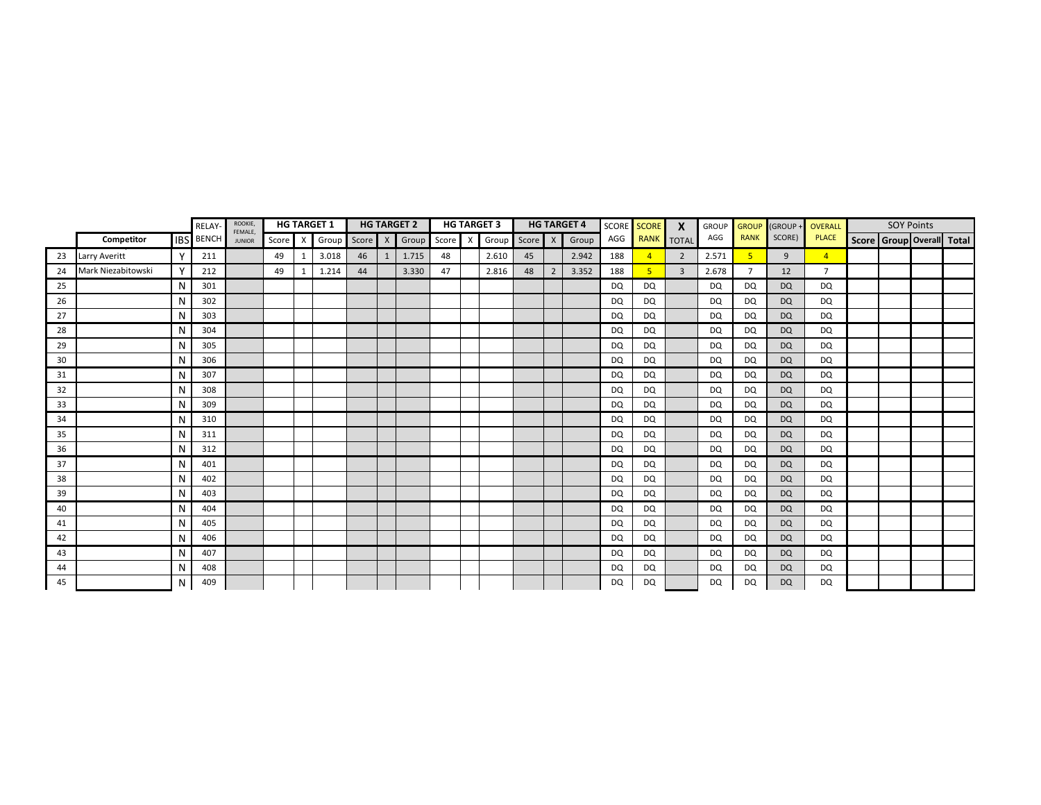| | Competitor | IBS | RELAY-BENCH | ROOKIE, FEMALE, JUNIOR | HG TARGET 1 | | | HG TARGET 2 | | | HG TARGET 3 | | | HG TARGET 4 | | | SCORE AGG | SCORE RANK | X TOTAL | GROUP AGG | GROUP RANK | (GROUP + SCORE) | OVERALL PLACE | SOY Points | | | |
|---|---|---|---|---|---|---|---|---|---|---|---|---|---|---|---|---|---|---|---|---|---|---|---|---|---|---|---|
| | | | | | Score | X | Group | Score | X | Group | Score | X | Group | Score | X | Group | | | | | | | | Score | Group | Overall | Total |
| 23 | Larry Averitt | Y | 211 | | 49 | 1 | 3.018 | 46 | 1 | 1.715 | 48 | | 2.610 | 45 | | 2.942 | 188 | 4 | 2 | 2.571 | 5 | 9 | 4 | | | | |
| 24 | Mark Niezabitowski | Y | 212 | | 49 | 1 | 1.214 | 44 | | 3.330 | 47 | | 2.816 | 48 | 2 | 3.352 | 188 | 5 | 3 | 2.678 | 7 | 12 | 7 | | | | |
| 25 | | N | 301 | | | | | | | | | | | | | | DQ | DQ | | DQ | DQ | DQ | DQ | | | | |
| 26 | | N | 302 | | | | | | | | | | | | | | DQ | DQ | | DQ | DQ | DQ | DQ | | | | |
| 27 | | N | 303 | | | | | | | | | | | | | | DQ | DQ | | DQ | DQ | DQ | DQ | | | | |
| 28 | | N | 304 | | | | | | | | | | | | | | DQ | DQ | | DQ | DQ | DQ | DQ | | | | |
| 29 | | N | 305 | | | | | | | | | | | | | | DQ | DQ | | DQ | DQ | DQ | DQ | | | | |
| 30 | | N | 306 | | | | | | | | | | | | | | DQ | DQ | | DQ | DQ | DQ | DQ | | | | |
| 31 | | N | 307 | | | | | | | | | | | | | | DQ | DQ | | DQ | DQ | DQ | DQ | | | | |
| 32 | | N | 308 | | | | | | | | | | | | | | DQ | DQ | | DQ | DQ | DQ | DQ | | | | |
| 33 | | N | 309 | | | | | | | | | | | | | | DQ | DQ | | DQ | DQ | DQ | DQ | | | | |
| 34 | | N | 310 | | | | | | | | | | | | | | DQ | DQ | | DQ | DQ | DQ | DQ | | | | |
| 35 | | N | 311 | | | | | | | | | | | | | | DQ | DQ | | DQ | DQ | DQ | DQ | | | | |
| 36 | | N | 312 | | | | | | | | | | | | | | DQ | DQ | | DQ | DQ | DQ | DQ | | | | |
| 37 | | N | 401 | | | | | | | | | | | | | | DQ | DQ | | DQ | DQ | DQ | DQ | | | | |
| 38 | | N | 402 | | | | | | | | | | | | | | DQ | DQ | | DQ | DQ | DQ | DQ | | | | |
| 39 | | N | 403 | | | | | | | | | | | | | | DQ | DQ | | DQ | DQ | DQ | DQ | | | | |
| 40 | | N | 404 | | | | | | | | | | | | | | DQ | DQ | | DQ | DQ | DQ | DQ | | | | |
| 41 | | N | 405 | | | | | | | | | | | | | | DQ | DQ | | DQ | DQ | DQ | DQ | | | | |
| 42 | | N | 406 | | | | | | | | | | | | | | DQ | DQ | | DQ | DQ | DQ | DQ | | | | |
| 43 | | N | 407 | | | | | | | | | | | | | | DQ | DQ | | DQ | DQ | DQ | DQ | | | | |
| 44 | | N | 408 | | | | | | | | | | | | | | DQ | DQ | | DQ | DQ | DQ | DQ | | | | |
| 45 | | N | 409 | | | | | | | | | | | | | | DQ | DQ | | DQ | DQ | DQ | DQ | | | | |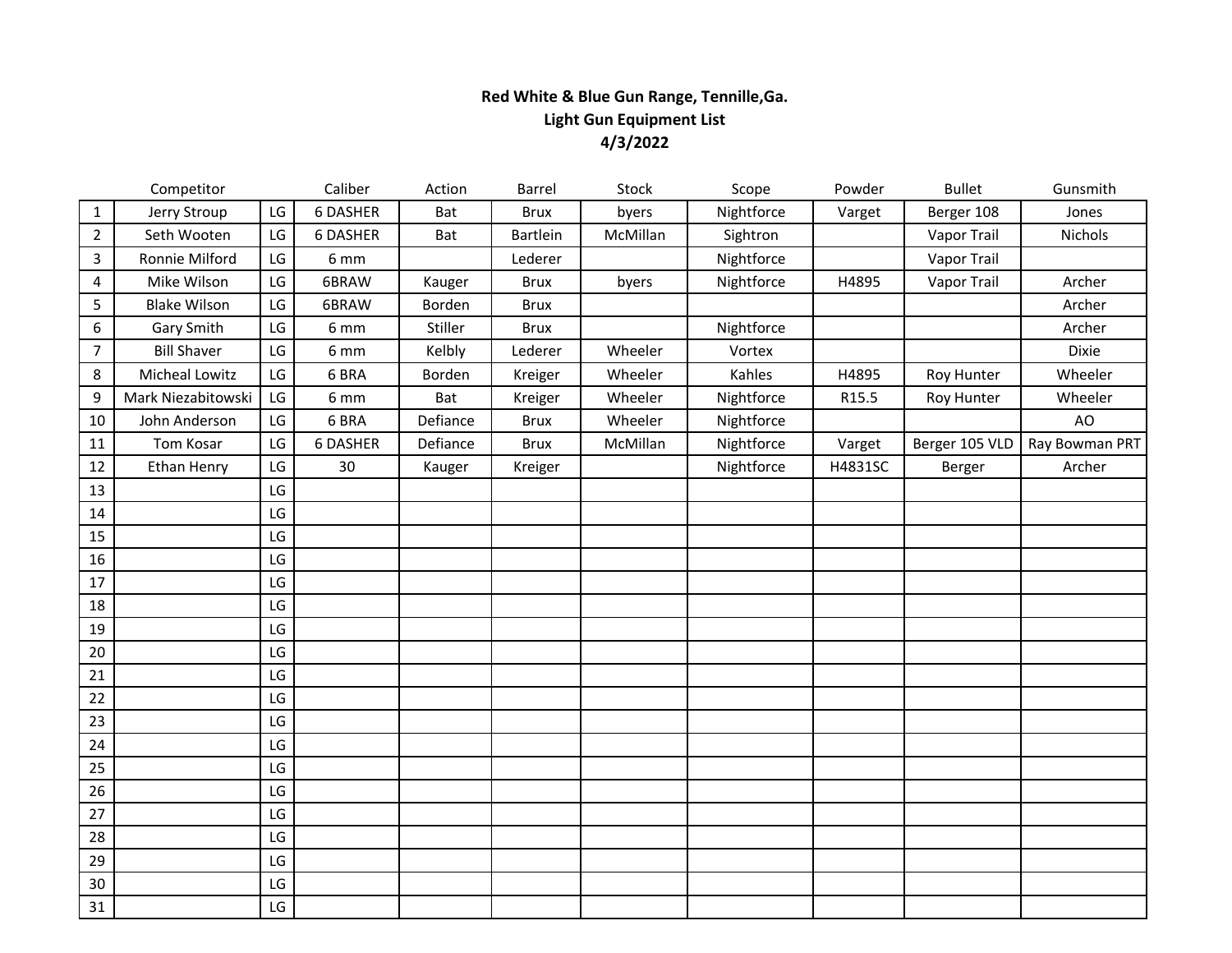**Red White & Blue Gun Range, Tennille,Ga.**
**Light Gun Equipment List**
**4/3/2022**

| | Competitor | | Caliber | Action | Barrel | Stock | Scope | Powder | Bullet | Gunsmith |
|---|---|---|---|---|---|---|---|---|---|---|
| 1 | Jerry Stroup | LG | 6 DASHER | Bat | Brux | byers | Nightforce | Varget | Berger 108 | Jones |
| 2 | Seth Wooten | LG | 6 DASHER | Bat | Bartlein | McMillan | Sightron | | Vapor Trail | Nichols |
| 3 | Ronnie Milford | LG | 6 mm | | Lederer | | Nightforce | | Vapor Trail | |
| 4 | Mike Wilson | LG | 6BRAW | Kauger | Brux | byers | Nightforce | H4895 | Vapor Trail | Archer |
| 5 | Blake Wilson | LG | 6BRAW | Borden | Brux | | | | | Archer |
| 6 | Gary Smith | LG | 6 mm | Stiller | Brux | | Nightforce | | | Archer |
| 7 | Bill Shaver | LG | 6 mm | Kelbly | Lederer | Wheeler | Vortex | | | Dixie |
| 8 | Micheal Lowitz | LG | 6 BRA | Borden | Kreiger | Wheeler | Kahles | H4895 | Roy Hunter | Wheeler |
| 9 | Mark Niezabitowski | LG | 6 mm | Bat | Kreiger | Wheeler | Nightforce | R15.5 | Roy Hunter | Wheeler |
| 10 | John Anderson | LG | 6 BRA | Defiance | Brux | Wheeler | Nightforce | | | AO |
| 11 | Tom Kosar | LG | 6 DASHER | Defiance | Brux | McMillan | Nightforce | Varget | Berger 105 VLD | Ray Bowman PRT |
| 12 | Ethan Henry | LG | 30 | Kauger | Kreiger | | Nightforce | H4831SC | Berger | Archer |
| 13 | | LG | | | | | | | | |
| 14 | | LG | | | | | | | | |
| 15 | | LG | | | | | | | | |
| 16 | | LG | | | | | | | | |
| 17 | | LG | | | | | | | | |
| 18 | | LG | | | | | | | | |
| 19 | | LG | | | | | | | | |
| 20 | | LG | | | | | | | | |
| 21 | | LG | | | | | | | | |
| 22 | | LG | | | | | | | | |
| 23 | | LG | | | | | | | | |
| 24 | | LG | | | | | | | | |
| 25 | | LG | | | | | | | | |
| 26 | | LG | | | | | | | | |
| 27 | | LG | | | | | | | | |
| 28 | | LG | | | | | | | | |
| 29 | | LG | | | | | | | | |
| 30 | | LG | | | | | | | | |
| 31 | | LG | | | | | | | | |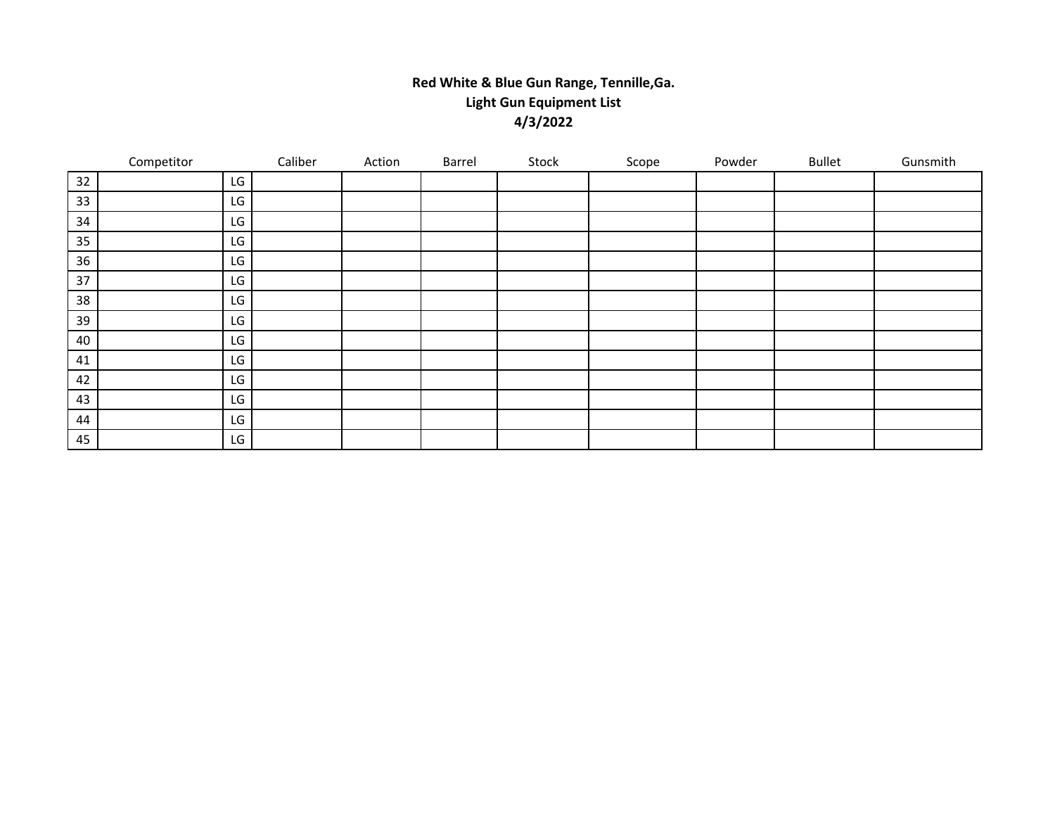**Red White & Blue Gun Range, Tennille,Ga.**
**Light Gun Equipment List**
**4/3/2022**

| | Competitor | | Caliber | Action | Barrel | Stock | Scope | Powder | Bullet | Gunsmith |
|---|---|---|---|---|---|---|---|---|---|---|
| 32 | | LG | | | | | | | | |
| 33 | | LG | | | | | | | | |
| 34 | | LG | | | | | | | | |
| 35 | | LG | | | | | | | | |
| 36 | | LG | | | | | | | | |
| 37 | | LG | | | | | | | | |
| 38 | | LG | | | | | | | | |
| 39 | | LG | | | | | | | | |
| 40 | | LG | | | | | | | | |
| 41 | | LG | | | | | | | | |
| 42 | | LG | | | | | | | | |
| 43 | | LG | | | | | | | | |
| 44 | | LG | | | | | | | | |
| 45 | | LG | | | | | | | | |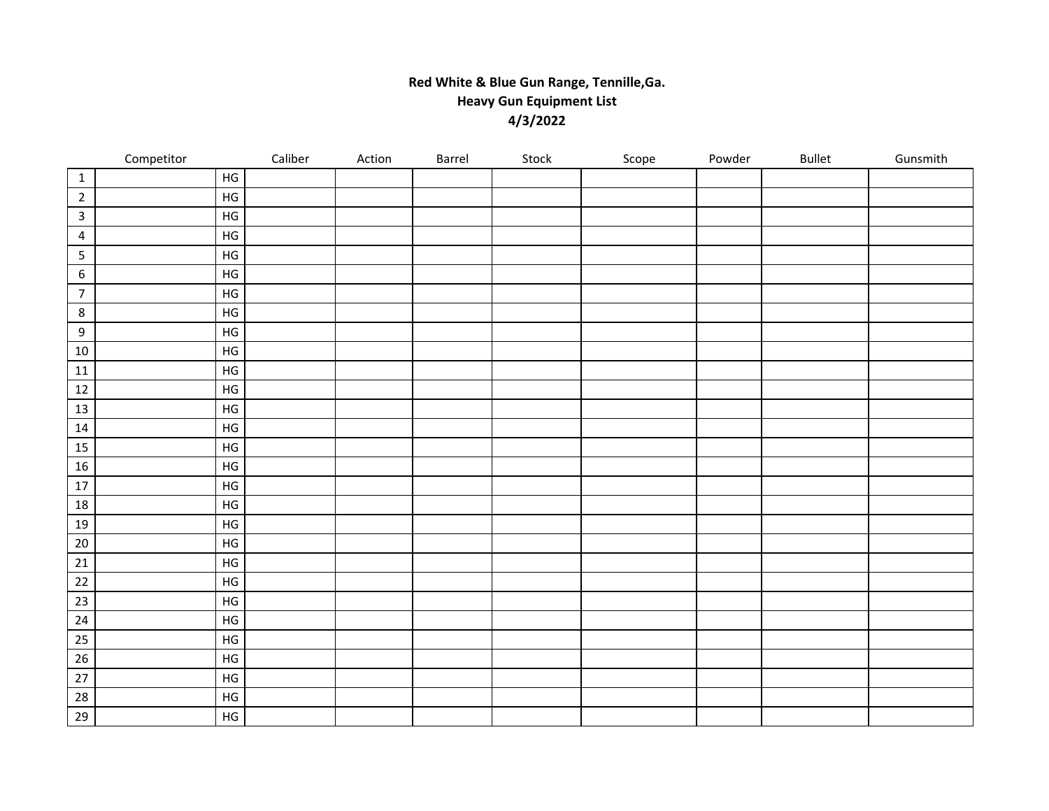**Red White & Blue Gun Range, Tennille,Ga.**
**Heavy Gun Equipment List**
**4/3/2022**

| | Competitor | | Caliber | Action | Barrel | Stock | Scope | Powder | Bullet | Gunsmith |
|---|---|---|---|---|---|---|---|---|---|---|
| 1 | | HG | | | | | | | | |
| 2 | | HG | | | | | | | | |
| 3 | | HG | | | | | | | | |
| 4 | | HG | | | | | | | | |
| 5 | | HG | | | | | | | | |
| 6 | | HG | | | | | | | | |
| 7 | | HG | | | | | | | | |
| 8 | | HG | | | | | | | | |
| 9 | | HG | | | | | | | | |
| 10 | | HG | | | | | | | | |
| 11 | | HG | | | | | | | | |
| 12 | | HG | | | | | | | | |
| 13 | | HG | | | | | | | | |
| 14 | | HG | | | | | | | | |
| 15 | | HG | | | | | | | | |
| 16 | | HG | | | | | | | | |
| 17 | | HG | | | | | | | | |
| 18 | | HG | | | | | | | | |
| 19 | | HG | | | | | | | | |
| 20 | | HG | | | | | | | | |
| 21 | | HG | | | | | | | | |
| 22 | | HG | | | | | | | | |
| 23 | | HG | | | | | | | | |
| 24 | | HG | | | | | | | | |
| 25 | | HG | | | | | | | | |
| 26 | | HG | | | | | | | | |
| 27 | | HG | | | | | | | | |
| 28 | | HG | | | | | | | | |
| 29 | | HG | | | | | | | | |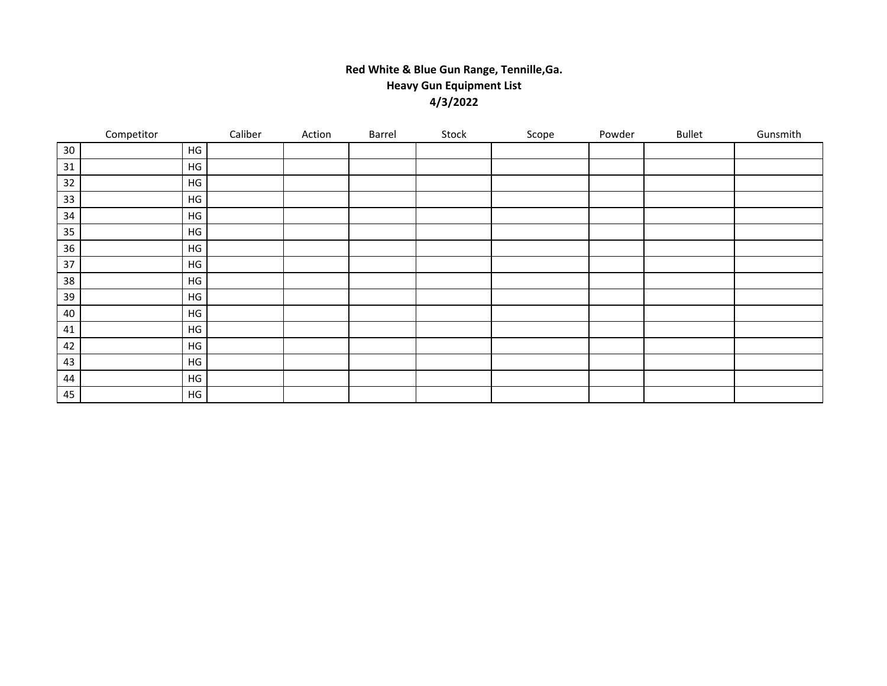**Red White & Blue Gun Range, Tennille,Ga.**
**Heavy Gun Equipment List**
**4/3/2022**

| | Competitor | | Caliber | Action | Barrel | Stock | Scope | Powder | Bullet | Gunsmith |
|---|---|---|---|---|---|---|---|---|---|---|
| 30 | | HG | | | | | | | | |
| 31 | | HG | | | | | | | | |
| 32 | | HG | | | | | | | | |
| 33 | | HG | | | | | | | | |
| 34 | | HG | | | | | | | | |
| 35 | | HG | | | | | | | | |
| 36 | | HG | | | | | | | | |
| 37 | | HG | | | | | | | | |
| 38 | | HG | | | | | | | | |
| 39 | | HG | | | | | | | | |
| 40 | | HG | | | | | | | | |
| 41 | | HG | | | | | | | | |
| 42 | | HG | | | | | | | | |
| 43 | | HG | | | | | | | | |
| 44 | | HG | | | | | | | | |
| 45 | | HG | | | | | | | | |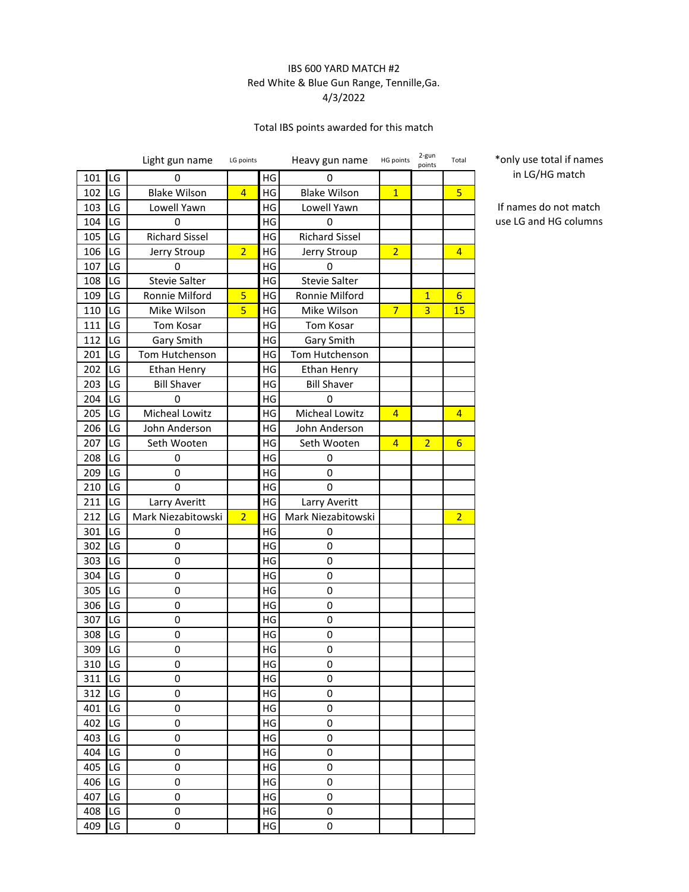IBS 600 YARD MATCH #2
Red White & Blue Gun Range, Tennille,Ga.
4/3/2022

Total IBS points awarded for this match

| | | Light gun name | LG points | | Heavy gun name | HG points | 2-gun points | Total |
|---|---|---|---|---|---|---|---|---|
| 101 | LG | 0 | | HG | 0 | | | |
| 102 | LG | Blake Wilson | 4 | HG | Blake Wilson | 1 | | 5 |
| 103 | LG | Lowell Yawn | | HG | Lowell Yawn | | | |
| 104 | LG | 0 | | HG | 0 | | | |
| 105 | LG | Richard Sissel | | HG | Richard Sissel | | | |
| 106 | LG | Jerry Stroup | 2 | HG | Jerry Stroup | 2 | | 4 |
| 107 | LG | 0 | | HG | 0 | | | |
| 108 | LG | Stevie Salter | | HG | Stevie Salter | | | |
| 109 | LG | Ronnie Milford | 5 | HG | Ronnie Milford | | 1 | 6 |
| 110 | LG | Mike Wilson | 5 | HG | Mike Wilson | 7 | 3 | 15 |
| 111 | LG | Tom Kosar | | HG | Tom Kosar | | | |
| 112 | LG | Gary Smith | | HG | Gary Smith | | | |
| 201 | LG | Tom Hutchenson | | HG | Tom Hutchenson | | | |
| 202 | LG | Ethan Henry | | HG | Ethan Henry | | | |
| 203 | LG | Bill Shaver | | HG | Bill Shaver | | | |
| 204 | LG | 0 | | HG | 0 | | | |
| 205 | LG | Micheal Lowitz | | HG | Micheal Lowitz | 4 | | 4 |
| 206 | LG | John Anderson | | HG | John Anderson | | | |
| 207 | LG | Seth Wooten | | HG | Seth Wooten | 4 | 2 | 6 |
| 208 | LG | 0 | | HG | 0 | | | |
| 209 | LG | 0 | | HG | 0 | | | |
| 210 | LG | 0 | | HG | 0 | | | |
| 211 | LG | Larry Averitt | | HG | Larry Averitt | | | |
| 212 | LG | Mark Niezabitowski | 2 | HG | Mark Niezabitowski | | | 2 |
| 301 | LG | 0 | | HG | 0 | | | |
| 302 | LG | 0 | | HG | 0 | | | |
| 303 | LG | 0 | | HG | 0 | | | |
| 304 | LG | 0 | | HG | 0 | | | |
| 305 | LG | 0 | | HG | 0 | | | |
| 306 | LG | 0 | | HG | 0 | | | |
| 307 | LG | 0 | | HG | 0 | | | |
| 308 | LG | 0 | | HG | 0 | | | |
| 309 | LG | 0 | | HG | 0 | | | |
| 310 | LG | 0 | | HG | 0 | | | |
| 311 | LG | 0 | | HG | 0 | | | |
| 312 | LG | 0 | | HG | 0 | | | |
| 401 | LG | 0 | | HG | 0 | | | |
| 402 | LG | 0 | | HG | 0 | | | |
| 403 | LG | 0 | | HG | 0 | | | |
| 404 | LG | 0 | | HG | 0 | | | |
| 405 | LG | 0 | | HG | 0 | | | |
| 406 | LG | 0 | | HG | 0 | | | |
| 407 | LG | 0 | | HG | 0 | | | |
| 408 | LG | 0 | | HG | 0 | | | |
| 409 | LG | 0 | | HG | 0 | | | |

*only use total if names in LG/HG match

If names do not match use LG and HG columns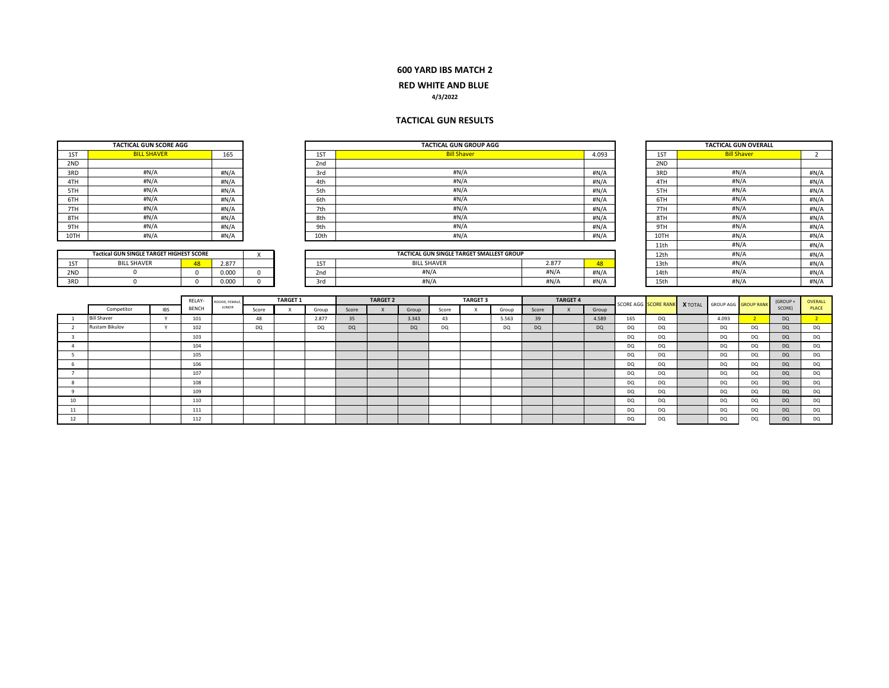# 600 YARD IBS MATCH 2

## RED WHITE AND BLUE

**4/3/2022**

## TACTICAL GUN RESULTS

| TACTICAL GUN SCORE AGG | | |
|---|---|---|
| 1ST | BILL SHAVER | 165 |
| 2ND | | |
| 3RD | #N/A | #N/A |
| 4TH | #N/A | #N/A |
| 5TH | #N/A | #N/A |
| 6TH | #N/A | #N/A |
| 7TH | #N/A | #N/A |
| 8TH | #N/A | #N/A |
| 9TH | #N/A | #N/A |
| 10TH | #N/A | #N/A |

| TACTICAL GUN GROUP AGG | | |
|---|---|---|
| 1ST | Bill Shaver | 4.093 |
| 2nd | | |
| 3rd | #N/A | #N/A |
| 4th | #N/A | #N/A |
| 5th | #N/A | #N/A |
| 6th | #N/A | #N/A |
| 7th | #N/A | #N/A |
| 8th | #N/A | #N/A |
| 9th | #N/A | #N/A |
| 10th | #N/A | #N/A |

| TACTICAL GUN OVERALL | | |
|---|---|---|
| 1ST | Bill Shaver | 2 |
| 2ND | | |
| 3RD | #N/A | #N/A |
| 4TH | #N/A | #N/A |
| 5TH | #N/A | #N/A |
| 6TH | #N/A | #N/A |
| 7TH | #N/A | #N/A |
| 8TH | #N/A | #N/A |
| 9TH | #N/A | #N/A |
| 10TH | #N/A | #N/A |
| 11th | #N/A | #N/A |
| 12th | #N/A | #N/A |
| 13th | #N/A | #N/A |
| 14th | #N/A | #N/A |
| 15th | #N/A | #N/A |

| Tactical GUN SINGLE TARGET HIGHEST SCORE | | | | X |
|---|---|---|---|---|
| 1ST | BILL SHAVER | 48 | 2.877 | |
| 2ND | 0 | 0 | 0.000 | 0 |
| 3RD | 0 | 0 | 0.000 | 0 |

| TACTICAL GUN SINGLE TARGET SMALLEST GROUP | | | |
|---|---|---|---|
| 1ST | BILL SHAVER | 2.877 | 48 |
| 2nd | #N/A | #N/A | #N/A |
| 3rd | #N/A | #N/A | #N/A |

| | | | RELAY-BENCH | ROOKIE, FEMALE, JUNIOR | TARGET 1 | | | TARGET 2 | | | TARGET 3 | | | TARGET 4 | | | SCORE AGG | SCORE RANK | X TOTAL | GROUP AGG | GROUP RANK | (GROUP + SCORE) | OVERALL PLACE |
|---|---|---|---|---|---|---|---|---|---|---|---|---|---|---|---|---|---|---|---|---|---|---|---|
| | Competitor | IBS | | | Score | X | Group | Score | X | Group | Score | X | Group | Score | X | Group | | | | | | | |
| 1 | Bill Shaver | Y | 101 | | 48 | | 2.877 | 35 | | 3.343 | 43 | | 5.563 | 39 | | 4.589 | 165 | DQ | | 4.093 | 2 | DQ | 2 |
| 2 | Rustam Bikulov | Y | 102 | | DQ | | DQ | DQ | | DQ | DQ | | DQ | DQ | | DQ | DQ | DQ | | DQ | DQ | DQ | DQ |
| 3 | | | 103 | | | | | | | | | | | | | | DQ | DQ | | DQ | DQ | DQ | DQ |
| 4 | | | 104 | | | | | | | | | | | | | | DQ | DQ | | DQ | DQ | DQ | DQ |
| 5 | | | 105 | | | | | | | | | | | | | | DQ | DQ | | DQ | DQ | DQ | DQ |
| 6 | | | 106 | | | | | | | | | | | | | | DQ | DQ | | DQ | DQ | DQ | DQ |
| 7 | | | 107 | | | | | | | | | | | | | | DQ | DQ | | DQ | DQ | DQ | DQ |
| 8 | | | 108 | | | | | | | | | | | | | | DQ | DQ | | DQ | DQ | DQ | DQ |
| 9 | | | 109 | | | | | | | | | | | | | | DQ | DQ | | DQ | DQ | DQ | DQ |
| 10 | | | 110 | | | | | | | | | | | | | | DQ | DQ | | DQ | DQ | DQ | DQ |
| 11 | | | 111 | | | | | | | | | | | | | | DQ | DQ | | DQ | DQ | DQ | DQ |
| 12 | | | 112 | | | | | | | | | | | | | | DQ | DQ | | DQ | DQ | DQ | DQ |